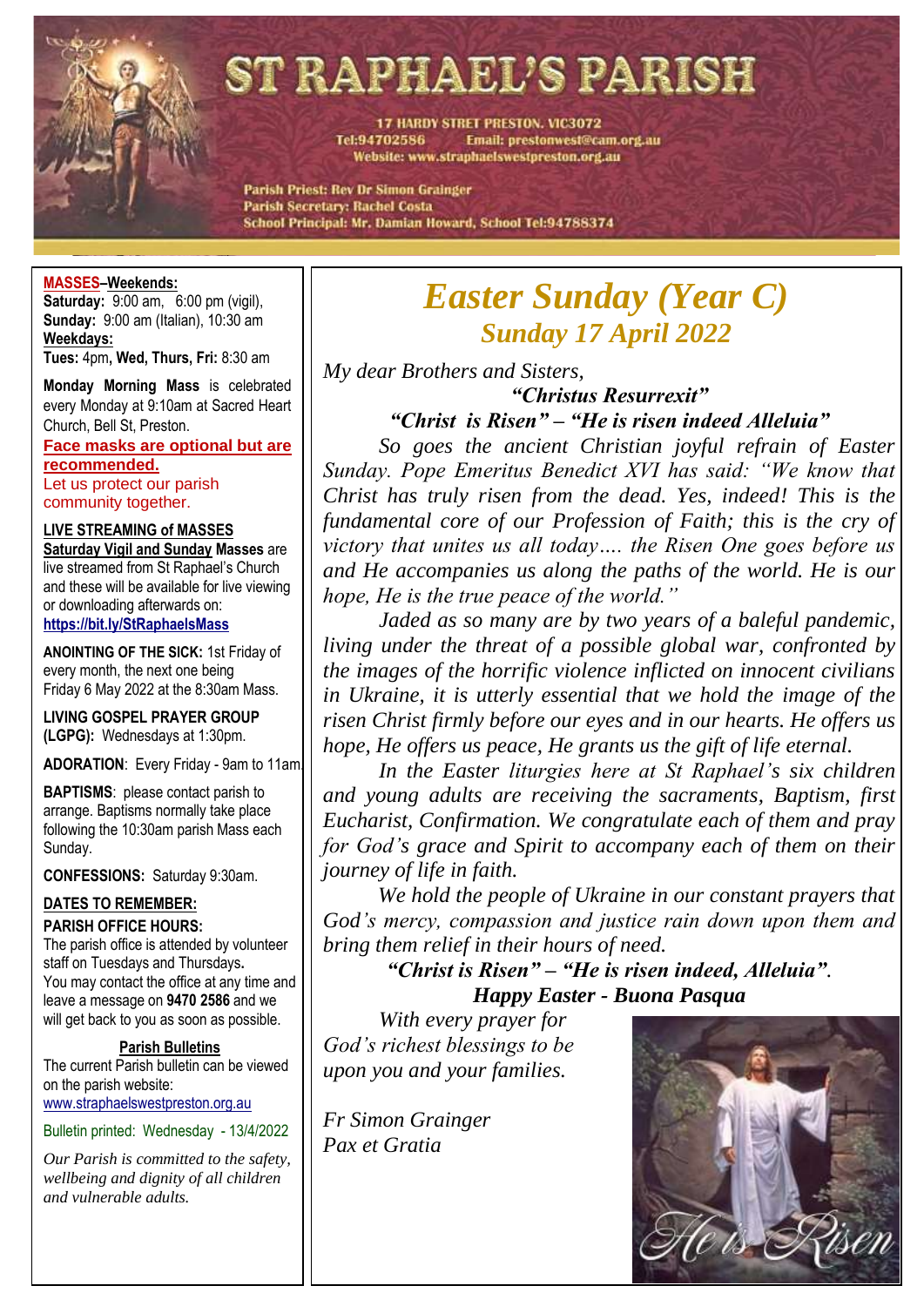# ST RAPHAEL'S PARISH

17 HARDY STREET PRESTON. VIC3072
Tel:94702586 Email: prestonwest@cam.org.au
Website: www.straphaelswestpreston.org.au

Parish Priest: Rev Dr Simon Grainger
Parish Secretary: Rachel Costa
School Principal: Mr. Damian Howard, School Tel:94788374

**MASSES–Weekends:**
**Saturday:** 9:00 am, 6:00 pm (vigil),
**Sunday:** 9:00 am (Italian), 10:30 am
**Weekdays:**
**Tues:** 4pm, **Wed, Thurs, Fri:** 8:30 am

**Monday Morning Mass** is celebrated every Monday at 9:10am at Sacred Heart Church, Bell St, Preston.

**Face masks are optional but are recommended.**
Let us protect our parish community together.

**LIVE STREAMING of MASSES**
**Saturday Vigil and Sunday Masses** are live streamed from St Raphael's Church and these will be available for live viewing or downloading afterwards on:
**https://bit.ly/StRaphaelsMass**

**ANOINTING OF THE SICK:** 1st Friday of every month, the next one being Friday 6 May 2022 at the 8:30am Mass.

**LIVING GOSPEL PRAYER GROUP (LGPG):** Wednesdays at 1:30pm.

**ADORATION**: Every Friday - 9am to 11am.

**BAPTISMS**: please contact parish to arrange. Baptisms normally take place following the 10:30am parish Mass each Sunday.

**CONFESSIONS:** Saturday 9:30am.

**DATES TO REMEMBER:**

**PARISH OFFICE HOURS:**
The parish office is attended by volunteer staff on Tuesdays and Thursdays**.** You may contact the office at any time and leave a message on **9470 2586** and we will get back to you as soon as possible.

**Parish Bulletins**
The current Parish bulletin can be viewed on the parish website:
www.straphaelswestpreston.org.au

Bulletin printed: Wednesday - 13/4/2022

*Our Parish is committed to the safety, wellbeing and dignity of all children and vulnerable adults.*

## *Easter Sunday (Year C)*
### *Sunday 17 April 2022*

*My dear Brothers and Sisters,*

***"Christus Resurrexit"***
***"Christ is Risen" – "He is risen indeed Alleluia"***

*So goes the ancient Christian joyful refrain of Easter Sunday. Pope Emeritus Benedict XVI has said: "We know that Christ has truly risen from the dead. Yes, indeed! This is the fundamental core of our Profession of Faith; this is the cry of victory that unites us all today…. the Risen One goes before us and He accompanies us along the paths of the world. He is our hope, He is the true peace of the world."*

*Jaded as so many are by two years of a baleful pandemic, living under the threat of a possible global war, confronted by the images of the horrific violence inflicted on innocent civilians in Ukraine, it is utterly essential that we hold the image of the risen Christ firmly before our eyes and in our hearts. He offers us hope, He offers us peace, He grants us the gift of life eternal.*

*In the Easter liturgies here at St Raphael's six children and young adults are receiving the sacraments, Baptism, first Eucharist, Confirmation. We congratulate each of them and pray for God's grace and Spirit to accompany each of them on their journey of life in faith.*

*We hold the people of Ukraine in our constant prayers that God's mercy, compassion and justice rain down upon them and bring them relief in their hours of need.*

***"Christ is Risen" – "He is risen indeed, Alleluia".***
***Happy Easter - Buona Pasqua***

*With every prayer for God's richest blessings to be upon you and your families.*

*Fr Simon Grainger*
*Pax et Gratia*

He is Risen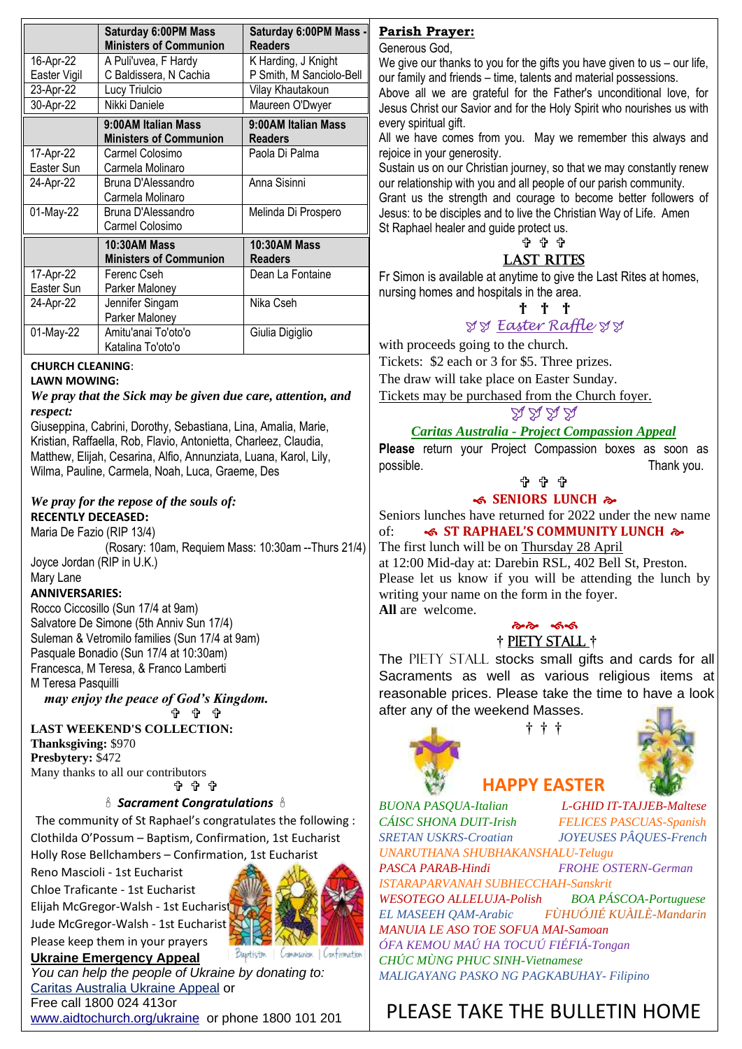| | Saturday 6:00PM Mass Ministers of Communion | Saturday 6:00PM Mass - Readers |
|---|---|---|
| 16-Apr-22 Easter Vigil | A Puli'uvea, F Hardy C Baldissera, N Cachia | K Harding, J Knight P Smith, M Sanciolo-Bell |
| 23-Apr-22 | Lucy Triulcio | Vilay Khautakoun |
| 30-Apr-22 | Nikki Daniele | Maureen O'Dwyer |

| | 9:00AM Italian Mass Ministers of Communion | 9:00AM Italian Mass Readers |
|---|---|---|
| 17-Apr-22 Easter Sun | Carmel Colosimo Carmela Molinaro | Paola Di Palma |
| 24-Apr-22 | Bruna D'Alessandro Carmela Molinaro | Anna Sisinni |
| 01-May-22 | Bruna D'Alessandro Carmel Colosimo | Melinda Di Prospero |

| | 10:30AM Mass Ministers of Communion | 10:30AM Mass Readers |
|---|---|---|
| 17-Apr-22 Easter Sun | Ferenc Cseh Parker Maloney | Dean La Fontaine |
| 24-Apr-22 | Jennifer Singam Parker Maloney | Nika Cseh |
| 01-May-22 | Amitu'anai To'oto'o Katalina To'oto'o | Giulia Digiglio |

**CHURCH CLEANING**:

**LAWN MOWING:**

***We pray that the Sick may be given due care, attention, and respect:***

Giuseppina, Cabrini, Dorothy, Sebastiana, Lina, Amalia, Marie, Kristian, Raffaella, Rob, Flavio, Antonietta, Charleez, Claudia, Matthew, Elijah, Cesarina, Alfio, Annunziata, Luana, Karol, Lily, Wilma, Pauline, Carmela, Noah, Luca, Graeme, Des

***We pray for the repose of the souls of:***

**RECENTLY DECEASED:**

Maria De Fazio (RIP 13/4)
(Rosary: 10am, Requiem Mass: 10:30am --Thurs 21/4)
Joyce Jordan (RIP in U.K.)
Mary Lane

**ANNIVERSARIES:**

Rocco Ciccosillo (Sun 17/4 at 9am)
Salvatore De Simone (5th Anniv Sun 17/4)
Suleman & Vetromilo families (Sun 17/4 at 9am)
Pasquale Bonadio (Sun 17/4 at 10:30am)
Francesca, M Teresa, & Franco Lamberti
M Teresa Pasquilli

***may enjoy the peace of God's Kingdom.***

✞ ✞ ✞

**LAST WEEKEND'S COLLECTION:**

**Thanksgiving:** $970
**Presbytery:** $472
Many thanks to all our contributors

✞ ✞ ✞

***Sacrament Congratulations***

The community of St Raphael's congratulates the following :
Clothilda O'Possum – Baptism, Confirmation, 1st Eucharist
Holly Rose Bellchambers – Confirmation, 1st Eucharist
Reno Mascioli - 1st Eucharist
Chloe Traficante - 1st Eucharist
Elijah McGregor-Walsh - 1st Eucharist
Jude McGregor-Walsh - 1st Eucharist
Please keep them in your prayers

**Ukraine Emergency Appeal**

*You can help the people of Ukraine by donating to:*
Caritas Australia Ukraine Appeal or
Free call 1800 024 413or
www.aidtochurch.org/ukraine or phone 1800 101 201

**Parish Prayer:**

Generous God,
We give our thanks to you for the gifts you have given to us – our life, our family and friends – time, talents and material possessions.
Above all we are grateful for the Father's unconditional love, for Jesus Christ our Savior and for the Holy Spirit who nourishes us with every spiritual gift.
All we have comes from you. May we remember this always and rejoice in your generosity.
Sustain us on our Christian journey, so that we may constantly renew our relationship with you and all people of our parish community.
Grant us the strength and courage to become better followers of Jesus: to be disciples and to live the Christian Way of Life. Amen
St Raphael healer and guide protect us.

✞ ✞ ✞

**LAST RITES**

Fr Simon is available at anytime to give the Last Rites at homes, nursing homes and hospitals in the area.

† † †

***Easter Raffle***

with proceeds going to the church.
Tickets: $2 each or 3 for $5. Three prizes.
The draw will take place on Easter Sunday.
Tickets may be purchased from the Church foyer.

***Caritas Australia - Project Compassion Appeal***

**Please** return your Project Compassion boxes as soon as possible. Thank you.

✞ ✞ ✞

**SENIORS LUNCH**

Seniors lunches have returned for 2022 under the new name of: **ST RAPHAEL'S COMMUNITY LUNCH**
The first lunch will be on Thursday 28 April
at 12:00 Mid-day at: Darebin RSL, 402 Bell St, Preston.
Please let us know if you will be attending the lunch by writing your name on the form in the foyer.
**All** are welcome.

† **PIETY STALL** †

The PIETY STALL stocks small gifts and cards for all Sacraments as well as various religious items at reasonable prices. Please take the time to have a look after any of the weekend Masses.

† † †

**HAPPY EASTER**

*BUONA PASQUA-Italian*
*L-GHID IT-TAJJEB-Maltese*
*CÁISC SHONA DUIT-Irish*
*FELICES PASCUAS-Spanish*
*SRETAN USKRS-Croatian*
*JOYEUSES PÂQUES-French*
*UNARUTHANA SHUBHAKANSHALU-Telugu*
*PASCA PARAB-Hindi*
*FROHE OSTERN-German*
*ISTARAPARVANAH SUBHECCHAH-Sanskrit*
*WESOTEGO ALLELUJA-Polish*
*BOA PÁSCOA-Portuguese*
*EL MASEEH QAM-Arabic*
*FÙHUÓJIÉ KUÀILÈ-Mandarin*
*MANUIA LE ASO TOE SOFUA MAI-Samoan*
*ÓFA KEMOU MAÚ HA TOCUÚ FIÉFIÁ-Tongan*
*CHÚC MÙNG PHUC SINH-Vietnamese*
*MALIGAYANG PASKO NG PAGKABUHAY- Filipino*

PLEASE TAKE THE BULLETIN HOME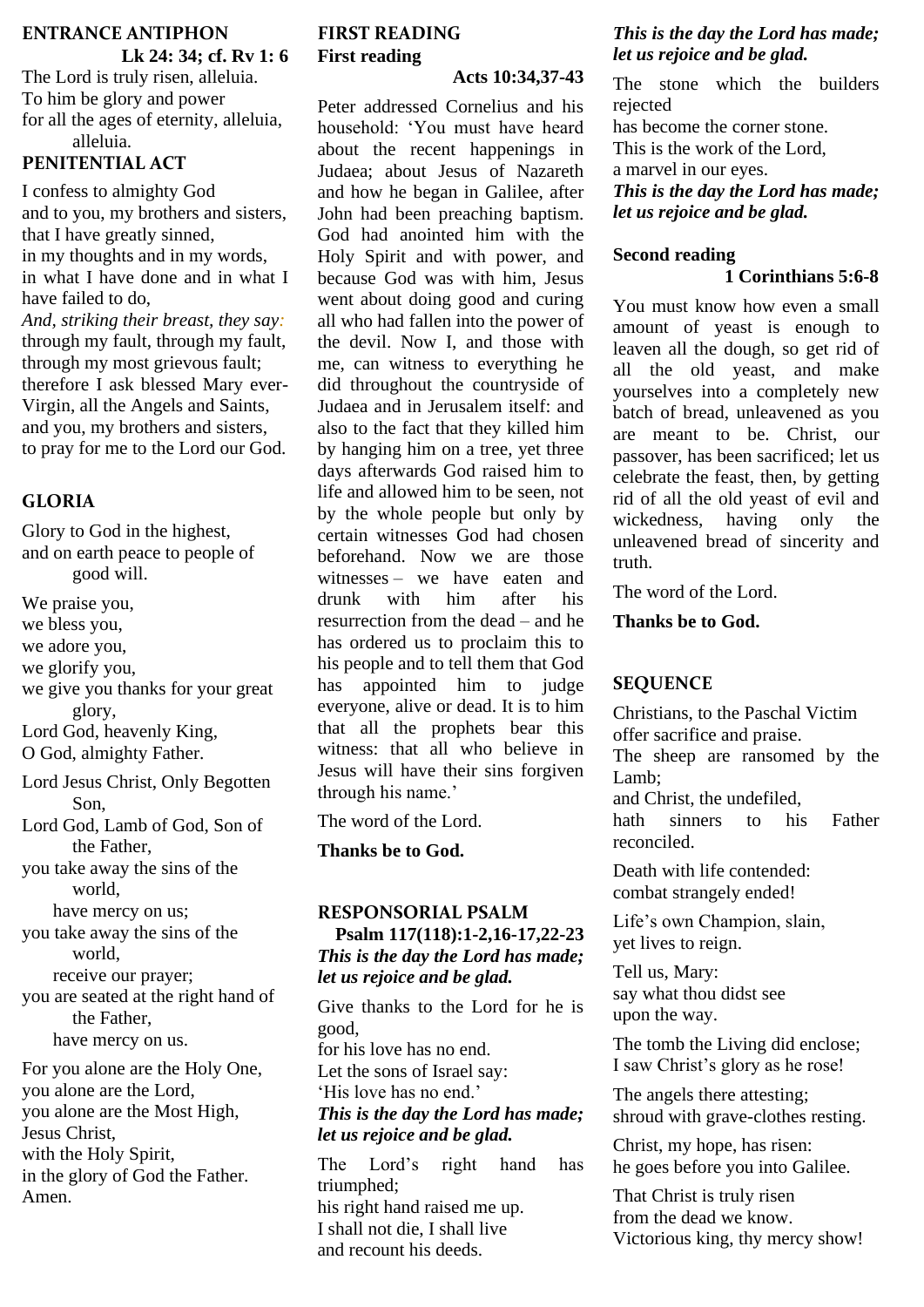## ENTRANCE ANTIPHON

**Lk 24: 34; cf. Rv 1: 6**

The Lord is truly risen, alleluia.
To him be glory and power
for all the ages of eternity, alleluia, alleluia.

## PENITENTIAL ACT

I confess to almighty God
and to you, my brothers and sisters,
that I have greatly sinned,
in my thoughts and in my words,
in what I have done and in what I have failed to do,
*And, striking their breast, they say:*
through my fault, through my fault,
through my most grievous fault;
therefore I ask blessed Mary ever-Virgin, all the Angels and Saints,
and you, my brothers and sisters,
to pray for me to the Lord our God.

## GLORIA

Glory to God in the highest,
and on earth peace to people of good will.

We praise you,
we bless you,
we adore you,
we glorify you,
we give you thanks for your great glory,
Lord God, heavenly King,
O God, almighty Father.

Lord Jesus Christ, Only Begotten Son,
Lord God, Lamb of God, Son of the Father,
you take away the sins of the world,
have mercy on us;
you take away the sins of the world,
receive our prayer;
you are seated at the right hand of the Father,
have mercy on us.

For you alone are the Holy One,
you alone are the Lord,
you alone are the Most High,
Jesus Christ,
with the Holy Spirit,
in the glory of God the Father.
Amen.

## FIRST READING

**First reading**

**Acts 10:34,37-43**

Peter addressed Cornelius and his household: 'You must have heard about the recent happenings in Judaea; about Jesus of Nazareth and how he began in Galilee, after John had been preaching baptism. God had anointed him with the Holy Spirit and with power, and because God was with him, Jesus went about doing good and curing all who had fallen into the power of the devil. Now I, and those with me, can witness to everything he did throughout the countryside of Judaea and in Jerusalem itself: and also to the fact that they killed him by hanging him on a tree, yet three days afterwards God raised him to life and allowed him to be seen, not by the whole people but only by certain witnesses God had chosen beforehand. Now we are those witnesses – we have eaten and drunk with him after his resurrection from the dead – and he has ordered us to proclaim this to his people and to tell them that God has appointed him to judge everyone, alive or dead. It is to him that all the prophets bear this witness: that all who believe in Jesus will have their sins forgiven through his name.'

The word of the Lord.

**Thanks be to God.**

## RESPONSORIAL PSALM

**Psalm 117(118):1-2,16-17,22-23**

***This is the day the Lord has made;
let us rejoice and be glad.***

Give thanks to the Lord for he is good,
for his love has no end.
Let the sons of Israel say:
'His love has no end.'
***This is the day the Lord has made;
let us rejoice and be glad.***

The Lord's right hand has triumphed;
his right hand raised me up.
I shall not die, I shall live
and recount his deeds.
***This is the day the Lord has made;
let us rejoice and be glad.***

The stone which the builders rejected
has become the corner stone.
This is the work of the Lord,
a marvel in our eyes.
***This is the day the Lord has made;
let us rejoice and be glad.***

**Second reading**

**1 Corinthians 5:6-8**

You must know how even a small amount of yeast is enough to leaven all the dough, so get rid of all the old yeast, and make yourselves into a completely new batch of bread, unleavened as you are meant to be. Christ, our passover, has been sacrificed; let us celebrate the feast, then, by getting rid of all the old yeast of evil and wickedness, having only the unleavened bread of sincerity and truth.

The word of the Lord.

**Thanks be to God.**

## SEQUENCE

Christians, to the Paschal Victim
offer sacrifice and praise.
The sheep are ransomed by the Lamb;
and Christ, the undefiled,
hath sinners to his Father reconciled.

Death with life contended:
combat strangely ended!

Life's own Champion, slain,
yet lives to reign.

Tell us, Mary:
say what thou didst see
upon the way.

The tomb the Living did enclose;
I saw Christ's glory as he rose!

The angels there attesting;
shroud with grave-clothes resting.

Christ, my hope, has risen:
he goes before you into Galilee.

That Christ is truly risen
from the dead we know.
Victorious king, thy mercy show!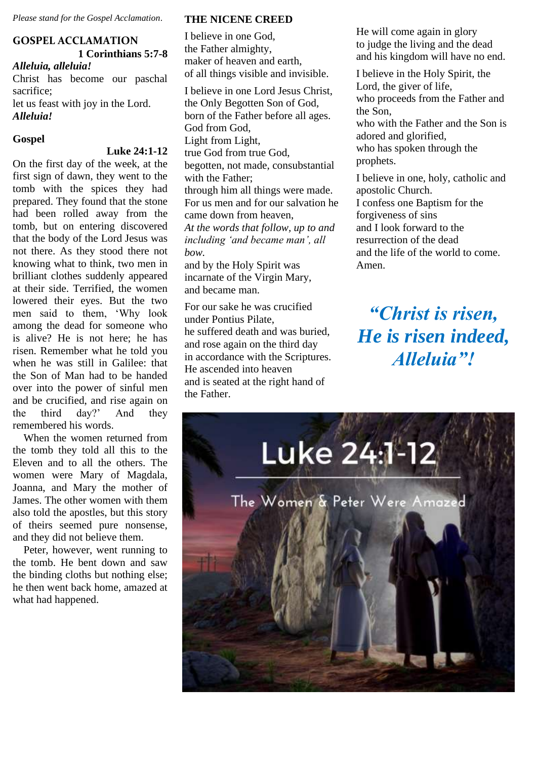*Please stand for the Gospel Acclamation.*

## GOSPEL ACCLAMATION

**1 Corinthians 5:7-8**

***Alleluia, alleluia!***
Christ has become our paschal sacrifice;
let us feast with joy in the Lord.
***Alleluia!***

## Gospel

**Luke 24:1-12**

On the first day of the week, at the first sign of dawn, they went to the tomb with the spices they had prepared. They found that the stone had been rolled away from the tomb, but on entering discovered that the body of the Lord Jesus was not there. As they stood there not knowing what to think, two men in brilliant clothes suddenly appeared at their side. Terrified, the women lowered their eyes. But the two men said to them, 'Why look among the dead for someone who is alive? He is not here; he has risen. Remember what he told you when he was still in Galilee: that the Son of Man had to be handed over into the power of sinful men and be crucified, and rise again on the third day?' And they remembered his words.

When the women returned from the tomb they told all this to the Eleven and to all the others. The women were Mary of Magdala, Joanna, and Mary the mother of James. The other women with them also told the apostles, but this story of theirs seemed pure nonsense, and they did not believe them.

Peter, however, went running to the tomb. He bent down and saw the binding cloths but nothing else; he then went back home, amazed at what had happened.

## THE NICENE CREED

I believe in one God,
the Father almighty,
maker of heaven and earth,
of all things visible and invisible.

I believe in one Lord Jesus Christ,
the Only Begotten Son of God,
born of the Father before all ages.
God from God,
Light from Light,
true God from true God,
begotten, not made, consubstantial with the Father;
through him all things were made.
For us men and for our salvation he came down from heaven,
*At the words that follow, up to and including 'and became man', all bow.*
and by the Holy Spirit was incarnate of the Virgin Mary,
and became man.

For our sake he was crucified under Pontius Pilate,
he suffered death and was buried,
and rose again on the third day
in accordance with the Scriptures.
He ascended into heaven
and is seated at the right hand of the Father.

He will come again in glory
to judge the living and the dead
and his kingdom will have no end.

I believe in the Holy Spirit, the Lord, the giver of life,
who proceeds from the Father and the Son,
who with the Father and the Son is adored and glorified,
who has spoken through the prophets.

I believe in one, holy, catholic and apostolic Church.
I confess one Baptism for the forgiveness of sins
and I look forward to the resurrection of the dead
and the life of the world to come.
Amen.

***"Christ is risen, He is risen indeed, Alleluia"!***

Luke 24:1-12

The Women & Peter Were Amazed